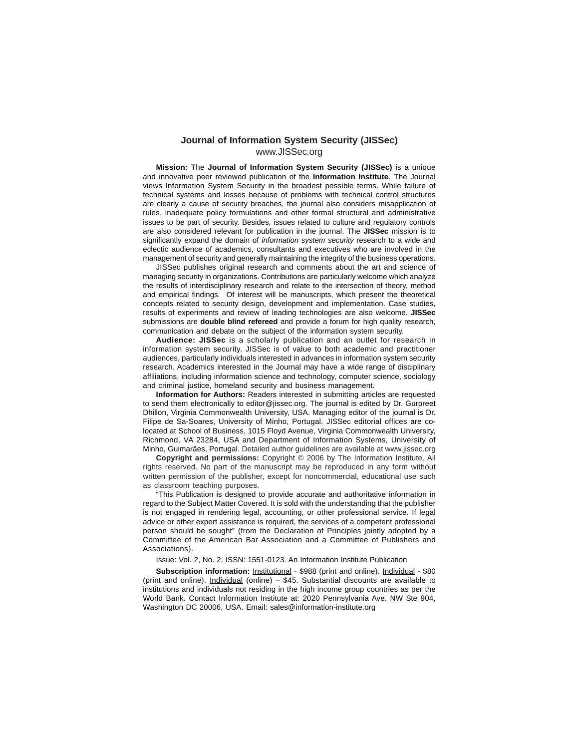# Journal of Information System Security (JISSec)

www.JISSec.org

**Mission:** The **Journal of Information System Security (JISSec)** is a unique and innovative peer reviewed publication of the **Information Institute**. The Journal views Information System Security in the broadest possible terms. While failure of technical systems and losses because of problems with technical control structures are clearly a cause of security breaches, the journal also considers misapplication of rules, inadequate policy formulations and other formal structural and administrative issues to be part of security. Besides, issues related to culture and regulatory controls are also considered relevant for publication in the journal. The **JISSec** mission is to significantly expand the domain of *information system security* research to a wide and eclectic audience of academics, consultants and executives who are involved in the management of security and generally maintaining the integrity of the business operations.

JISSec publishes original research and comments about the art and science of managing security in organizations. Contributions are particularly welcome which analyze the results of interdisciplinary research and relate to the intersection of theory, method and empirical findings. Of interest will be manuscripts, which present the theoretical concepts related to security design, development and implementation. Case studies, results of experiments and review of leading technologies are also welcome. **JISSec** submissions are **double blind refereed** and provide a forum for high quality research, communication and debate on the subject of the information system security.

**Audience: JISSec** is a scholarly publication and an outlet for research in information system security. JISSec is of value to both academic and practitioner audiences, particularly individuals interested in advances in information system security research. Academics interested in the Journal may have a wide range of disciplinary affiliations, including information science and technology, computer science, sociology and criminal justice, homeland security and business management.

**Information for Authors:** Readers interested in submitting articles are requested to send them electronically to editor@jissec.org. The journal is edited by Dr. Gurpreet Dhillon, Virginia Commonwealth University, USA. Managing editor of the journal is Dr. Filipe de Sa-Soares, University of Minho, Portugal. JISSec editorial offices are co-located at School of Business, 1015 Floyd Avenue, Virginia Commonwealth University, Richmond, VA 23284, USA and Department of Information Systems, University of Minho, Guimarães, Portugal. Detailed author guidelines are available at www.jissec.org

**Copyright and permissions:** Copyright © 2006 by The Information Institute. All rights reserved. No part of the manuscript may be reproduced in any form without written permission of the publisher, except for noncommercial, educational use such as classroom teaching purposes.

"This Publication is designed to provide accurate and authoritative information in regard to the Subject Matter Covered. It is sold with the understanding that the publisher is not engaged in rendering legal, accounting, or other professional service. If legal advice or other expert assistance is required, the services of a competent professional person should be sought" (from the Declaration of Principles jointly adopted by a Committee of the American Bar Association and a Committee of Publishers and Associations).

Issue: Vol. 2, No. 2. ISSN: 1551-0123. An Information Institute Publication

**Subscription information:** Institutional - $988 (print and online). Individual - $80 (print and online). Individual (online) – $45. Substantial discounts are available to institutions and individuals not residing in the high income group countries as per the World Bank. Contact Information Institute at: 2020 Pennsylvania Ave. NW Ste 904, Washington DC 20006, USA. Email: sales@information-institute.org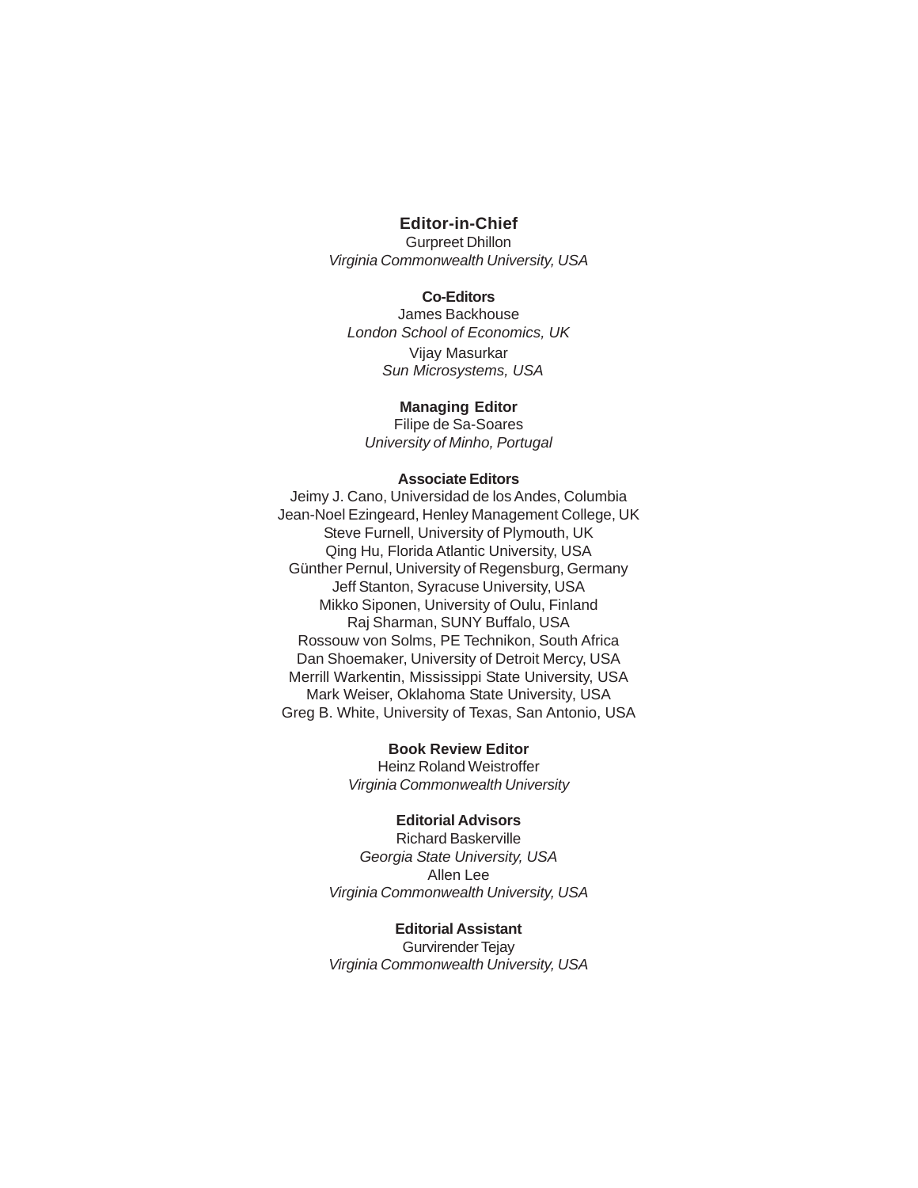**Editor-in-Chief**

Gurpreet Dhillon
*Virginia Commonwealth University, USA*

**Co-Editors**

James Backhouse
*London School of Economics, UK*

Vijay Masurkar
*Sun Microsystems, USA*

**Managing Editor**

Filipe de Sa-Soares
*University of Minho, Portugal*

**Associate Editors**

Jeimy J. Cano, Universidad de los Andes, Columbia
Jean-Noel Ezingeard, Henley Management College, UK
Steve Furnell, University of Plymouth, UK
Qing Hu, Florida Atlantic University, USA
Günther Pernul, University of Regensburg, Germany
Jeff Stanton, Syracuse University, USA
Mikko Siponen, University of Oulu, Finland
Raj Sharman, SUNY Buffalo, USA
Rossouw von Solms, PE Technikon, South Africa
Dan Shoemaker, University of Detroit Mercy, USA
Merrill Warkentin, Mississippi State University, USA
Mark Weiser, Oklahoma State University, USA
Greg B. White, University of Texas, San Antonio, USA

**Book Review Editor**

Heinz Roland Weistroffer
*Virginia Commonwealth University*

**Editorial Advisors**

Richard Baskerville
*Georgia State University, USA*

Allen Lee
*Virginia Commonwealth University, USA*

**Editorial Assistant**

Gurvirender Tejay
*Virginia Commonwealth University, USA*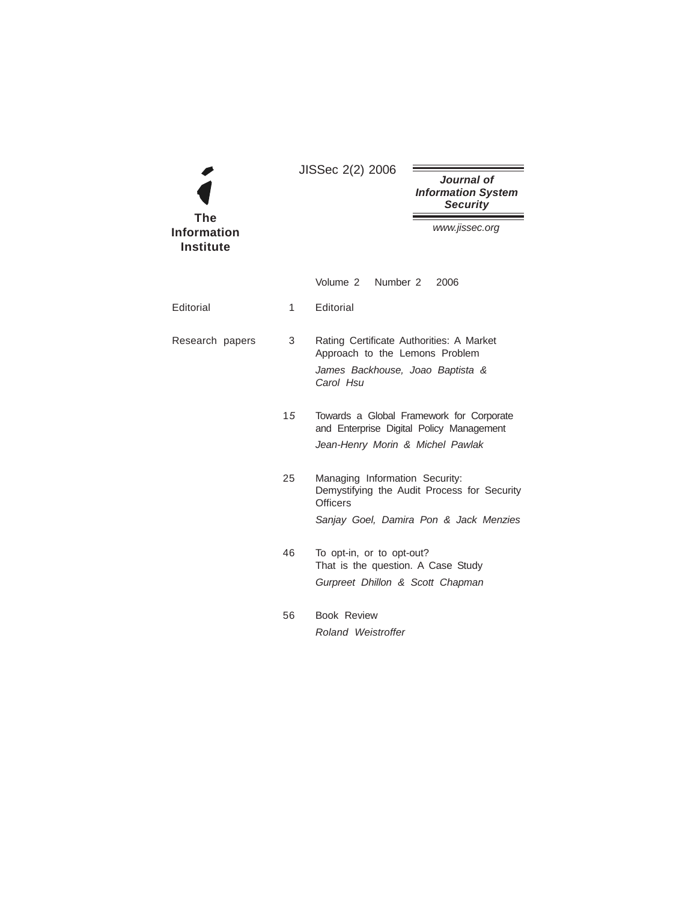**The Information Institute**

JISSec 2(2) 2006

***Journal of Information System Security***

*www.jissec.org*

Volume 2 Number 2 2006

| | | |
|---|---|---|
| Editorial | 1 | Editorial |
| Research papers | 3 | Rating Certificate Authorities: A Market Approach to the Lemons Problem<br>*James Backhouse, Joao Baptista & Carol Hsu* |
| | 15 | Towards a Global Framework for Corporate and Enterprise Digital Policy Management<br>*Jean-Henry Morin & Michel Pawlak* |
| | 25 | Managing Information Security: Demystifying the Audit Process for Security Officers<br>*Sanjay Goel, Damira Pon & Jack Menzies* |
| | 46 | To opt-in, or to opt-out? That is the question. A Case Study<br>*Gurpreet Dhillon & Scott Chapman* |
| | 56 | Book Review<br>*Roland Weistroffer* |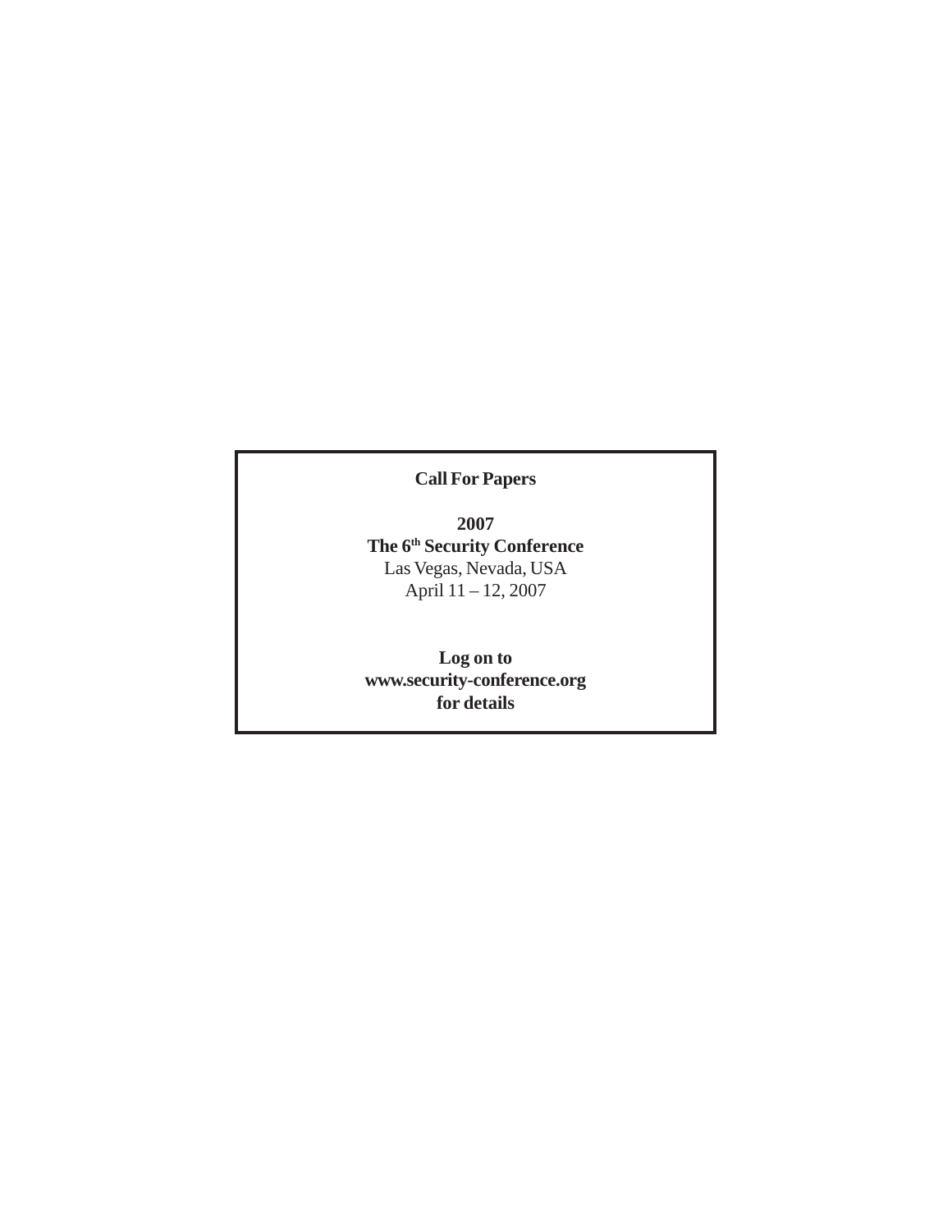**Call For Papers**

**2007**

**The 6th Security Conference**

Las Vegas, Nevada, USA

April 11 – 12, 2007

**Log on to**

**www.security-conference.org**

**for details**